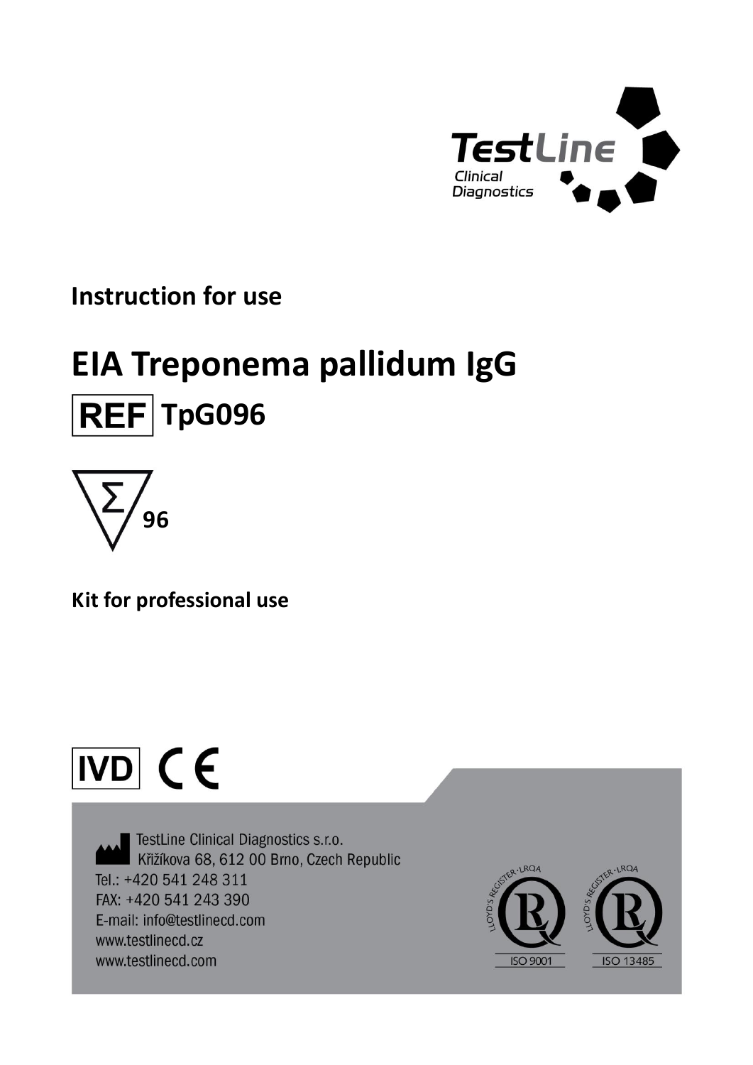TestLine
Clinical
Diagnostics

**Instruction for use**

# EIA Treponema pallidum IgG

**REF TpG096**

Σ 96

**Kit for professional use**

IVD CE

TestLine Clinical Diagnostics s.r.o.
Křižíkova 68, 612 00 Brno, Czech Republic
Tel.: +420 541 248 311
FAX: +420 541 243 390
E-mail: info@testlinecd.com
www.testlinecd.cz
www.testlinecd.com

LLOYD'S REGISTER · LRQA ISO 9001

LLOYD'S REGISTER · LRQA ISO 13485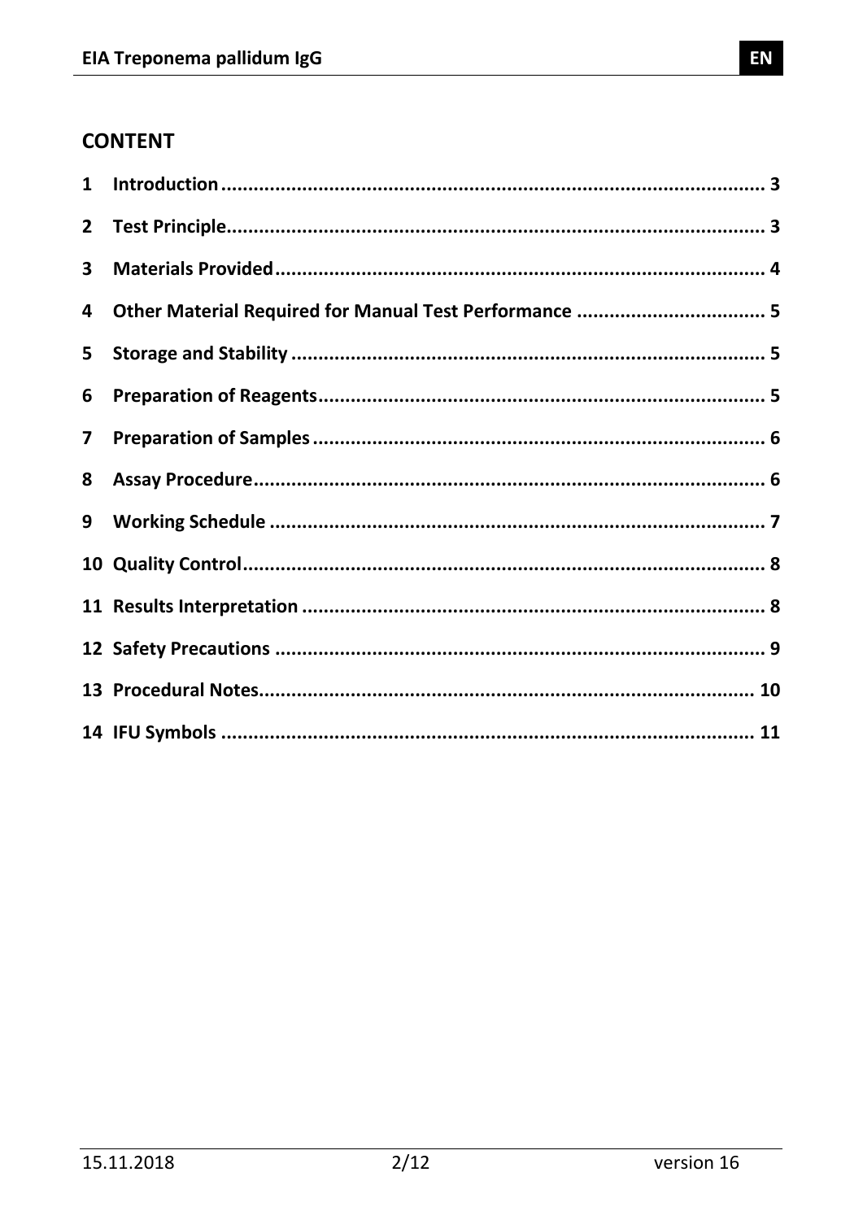## CONTENT

1 Introduction ........................................................................................ 3

2 Test Principle ........................................................................................ 3

3 Materials Provided ................................................................................ 4

4 Other Material Required for Manual Test Performance ........................ 5

5 Storage and Stability ............................................................................. 5

6 Preparation of Reagents ........................................................................ 5

7 Preparation of Samples ......................................................................... 6

8 Assay Procedure .................................................................................... 6

9 Working Schedule ................................................................................. 7

10 Quality Control .................................................................................... 8

11 Results Interpretation .......................................................................... 8

12 Safety Precautions ............................................................................... 9

13 Procedural Notes ................................................................................ 10

14 IFU Symbols ....................................................................................... 11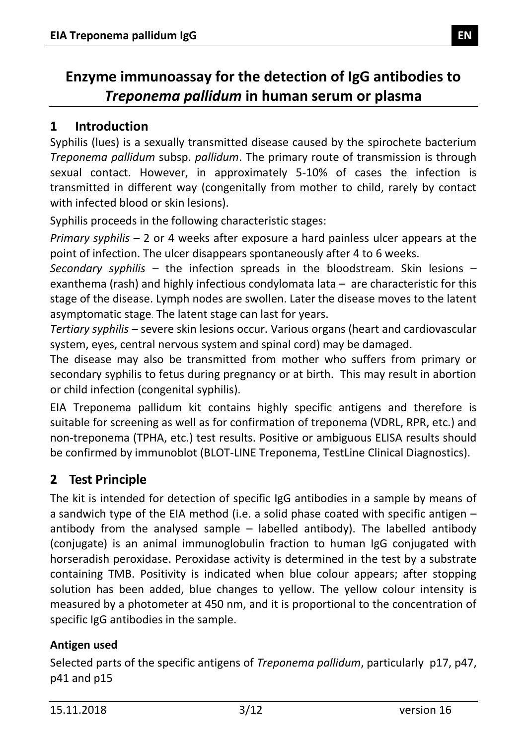# Enzyme immunoassay for the detection of IgG antibodies to *Treponema pallidum* in human serum or plasma

## 1 Introduction

Syphilis (lues) is a sexually transmitted disease caused by the spirochete bacterium *Treponema pallidum* subsp. *pallidum*. The primary route of transmission is through sexual contact. However, in approximately 5-10% of cases the infection is transmitted in different way (congenitally from mother to child, rarely by contact with infected blood or skin lesions).

Syphilis proceeds in the following characteristic stages:

*Primary syphilis* – 2 or 4 weeks after exposure a hard painless ulcer appears at the point of infection. The ulcer disappears spontaneously after 4 to 6 weeks.

*Secondary syphilis* – the infection spreads in the bloodstream. Skin lesions – exanthema (rash) and highly infectious condylomata lata – are characteristic for this stage of the disease. Lymph nodes are swollen. Later the disease moves to the latent asymptomatic stage. The latent stage can last for years.

*Tertiary syphilis* – severe skin lesions occur. Various organs (heart and cardiovascular system, eyes, central nervous system and spinal cord) may be damaged.

The disease may also be transmitted from mother who suffers from primary or secondary syphilis to fetus during pregnancy or at birth. This may result in abortion or child infection (congenital syphilis).

EIA Treponema pallidum kit contains highly specific antigens and therefore is suitable for screening as well as for confirmation of treponema (VDRL, RPR, etc.) and non-treponema (TPHA, etc.) test results. Positive or ambiguous ELISA results should be confirmed by immunoblot (BLOT-LINE Treponema, TestLine Clinical Diagnostics).

## 2 Test Principle

The kit is intended for detection of specific IgG antibodies in a sample by means of a sandwich type of the EIA method (i.e. a solid phase coated with specific antigen – antibody from the analysed sample – labelled antibody). The labelled antibody (conjugate) is an animal immunoglobulin fraction to human IgG conjugated with horseradish peroxidase. Peroxidase activity is determined in the test by a substrate containing TMB. Positivity is indicated when blue colour appears; after stopping solution has been added, blue changes to yellow. The yellow colour intensity is measured by a photometer at 450 nm, and it is proportional to the concentration of specific IgG antibodies in the sample.

### Antigen used

Selected parts of the specific antigens of *Treponema pallidum*, particularly p17, p47, p41 and p15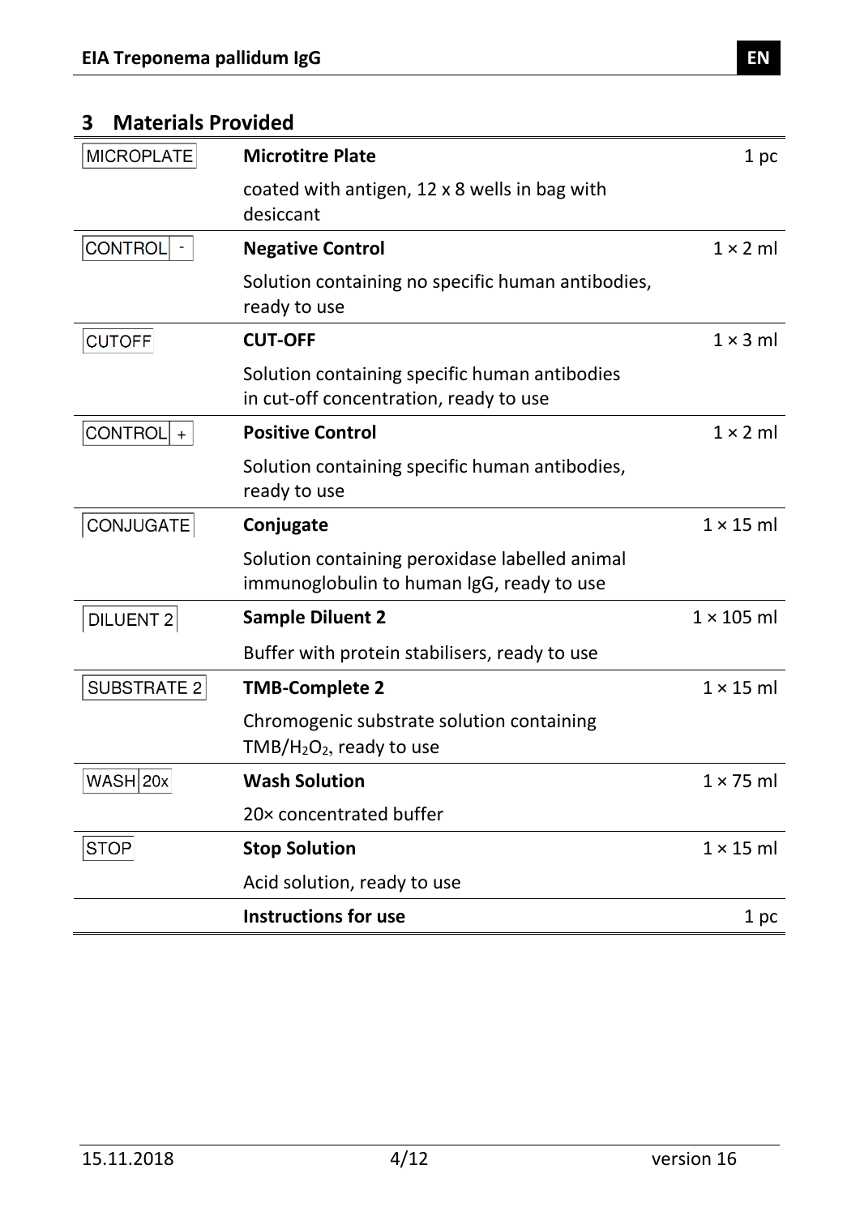## 3 Materials Provided

| Symbol | Component | Quantity |
|---|---|---|
| MICROPLATE | **Microtitre Plate**<br>coated with antigen, 12 x 8 wells in bag with desiccant | 1 pc |
| CONTROL - | **Negative Control**<br>Solution containing no specific human antibodies, ready to use | 1 × 2 ml |
| CUTOFF | **CUT-OFF**<br>Solution containing specific human antibodies in cut-off concentration, ready to use | 1 × 3 ml |
| CONTROL + | **Positive Control**<br>Solution containing specific human antibodies, ready to use | 1 × 2 ml |
| CONJUGATE | **Conjugate**<br>Solution containing peroxidase labelled animal immunoglobulin to human IgG, ready to use | 1 × 15 ml |
| DILUENT 2 | **Sample Diluent 2**<br>Buffer with protein stabilisers, ready to use | 1 × 105 ml |
| SUBSTRATE 2 | **TMB-Complete 2**<br>Chromogenic substrate solution containing TMB/$H_2O_2$, ready to use | 1 × 15 ml |
| WASH 20x | **Wash Solution**<br>20× concentrated buffer | 1 × 75 ml |
| STOP | **Stop Solution**<br>Acid solution, ready to use | 1 × 15 ml |
| | **Instructions for use** | 1 pc |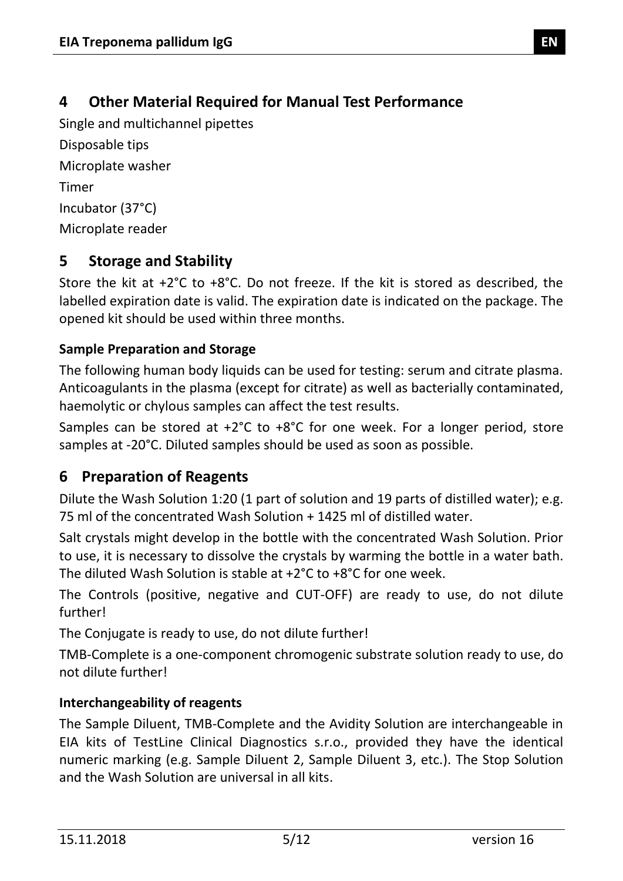## 4 Other Material Required for Manual Test Performance

Single and multichannel pipettes

Disposable tips

Microplate washer

Timer

Incubator (37°C)

Microplate reader

## 5 Storage and Stability

Store the kit at +2°C to +8°C. Do not freeze. If the kit is stored as described, the labelled expiration date is valid. The expiration date is indicated on the package. The opened kit should be used within three months.

### Sample Preparation and Storage

The following human body liquids can be used for testing: serum and citrate plasma. Anticoagulants in the plasma (except for citrate) as well as bacterially contaminated, haemolytic or chylous samples can affect the test results.

Samples can be stored at +2°C to +8°C for one week. For a longer period, store samples at -20°C. Diluted samples should be used as soon as possible.

## 6 Preparation of Reagents

Dilute the Wash Solution 1:20 (1 part of solution and 19 parts of distilled water); e.g. 75 ml of the concentrated Wash Solution + 1425 ml of distilled water.

Salt crystals might develop in the bottle with the concentrated Wash Solution. Prior to use, it is necessary to dissolve the crystals by warming the bottle in a water bath. The diluted Wash Solution is stable at +2°C to +8°C for one week.

The Controls (positive, negative and CUT-OFF) are ready to use, do not dilute further!

The Conjugate is ready to use, do not dilute further!

TMB-Complete is a one-component chromogenic substrate solution ready to use, do not dilute further!

### Interchangeability of reagents

The Sample Diluent, TMB-Complete and the Avidity Solution are interchangeable in EIA kits of TestLine Clinical Diagnostics s.r.o., provided they have the identical numeric marking (e.g. Sample Diluent 2, Sample Diluent 3, etc.). The Stop Solution and the Wash Solution are universal in all kits.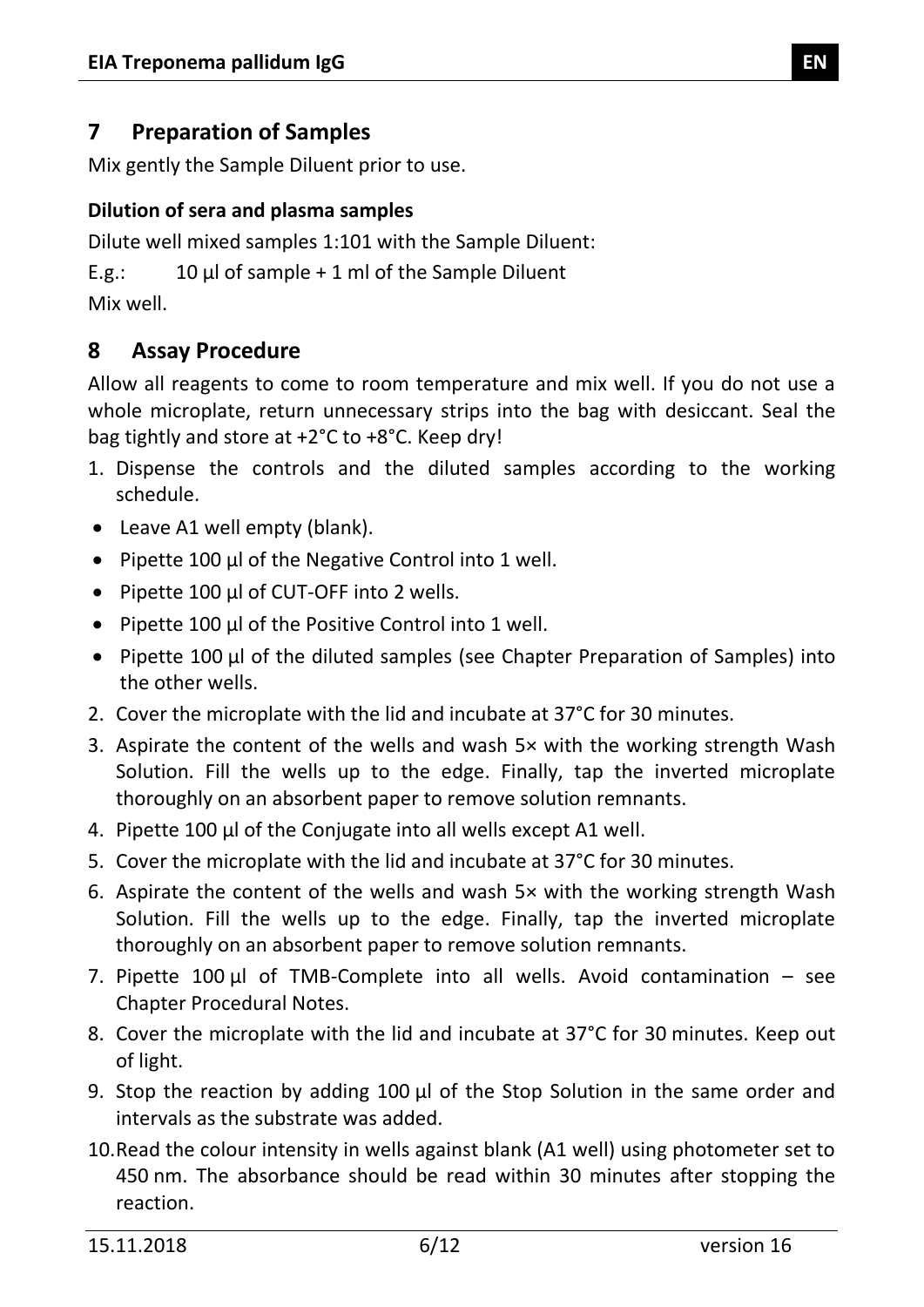## 7 Preparation of Samples

Mix gently the Sample Diluent prior to use.

### Dilution of sera and plasma samples

Dilute well mixed samples 1:101 with the Sample Diluent:

E.g.: 10 µl of sample + 1 ml of the Sample Diluent

Mix well.

## 8 Assay Procedure

Allow all reagents to come to room temperature and mix well. If you do not use a whole microplate, return unnecessary strips into the bag with desiccant. Seal the bag tightly and store at +2°C to +8°C. Keep dry!

1. Dispense the controls and the diluted samples according to the working schedule.
   - Leave A1 well empty (blank).
   - Pipette 100 µl of the Negative Control into 1 well.
   - Pipette 100 µl of CUT-OFF into 2 wells.
   - Pipette 100 µl of the Positive Control into 1 well.
   - Pipette 100 µl of the diluted samples (see Chapter Preparation of Samples) into the other wells.
2. Cover the microplate with the lid and incubate at 37°C for 30 minutes.
3. Aspirate the content of the wells and wash 5× with the working strength Wash Solution. Fill the wells up to the edge. Finally, tap the inverted microplate thoroughly on an absorbent paper to remove solution remnants.
4. Pipette 100 µl of the Conjugate into all wells except A1 well.
5. Cover the microplate with the lid and incubate at 37°C for 30 minutes.
6. Aspirate the content of the wells and wash 5× with the working strength Wash Solution. Fill the wells up to the edge. Finally, tap the inverted microplate thoroughly on an absorbent paper to remove solution remnants.
7. Pipette 100 µl of TMB-Complete into all wells. Avoid contamination – see Chapter Procedural Notes.
8. Cover the microplate with the lid and incubate at 37°C for 30 minutes. Keep out of light.
9. Stop the reaction by adding 100 µl of the Stop Solution in the same order and intervals as the substrate was added.
10. Read the colour intensity in wells against blank (A1 well) using photometer set to 450 nm. The absorbance should be read within 30 minutes after stopping the reaction.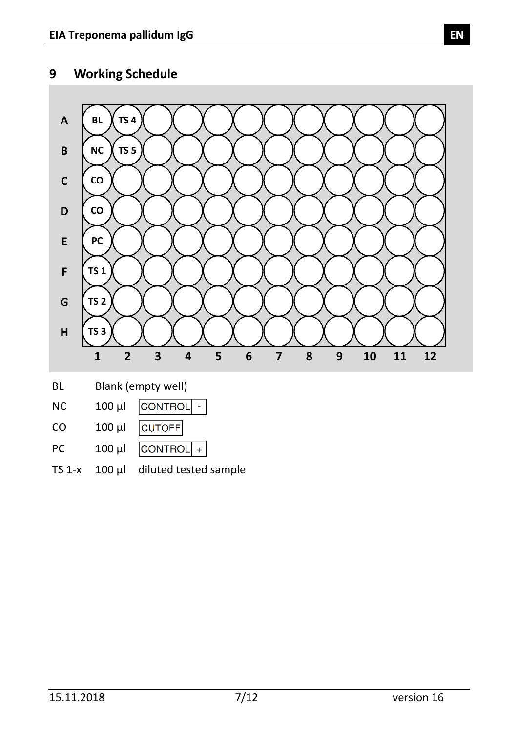## 9 Working Schedule

| | 1 | 2 | 3 | 4 | 5 | 6 | 7 | 8 | 9 | 10 | 11 | 12 |
|---|---|---|---|---|---|---|---|---|---|---|---|---|
| **A** | BL | TS 4 | | | | | | | | | | |
| **B** | NC | TS 5 | | | | | | | | | | |
| **C** | CO | | | | | | | | | | | |
| **D** | CO | | | | | | | | | | | |
| **E** | PC | | | | | | | | | | | |
| **F** | TS 1 | | | | | | | | | | | |
| **G** | TS 2 | | | | | | | | | | | |
| **H** | TS 3 | | | | | | | | | | | |

BL Blank (empty well)

NC 100 µl CONTROL -

CO 100 µl CUTOFF

PC 100 µl CONTROL +

TS 1-x 100 µl diluted tested sample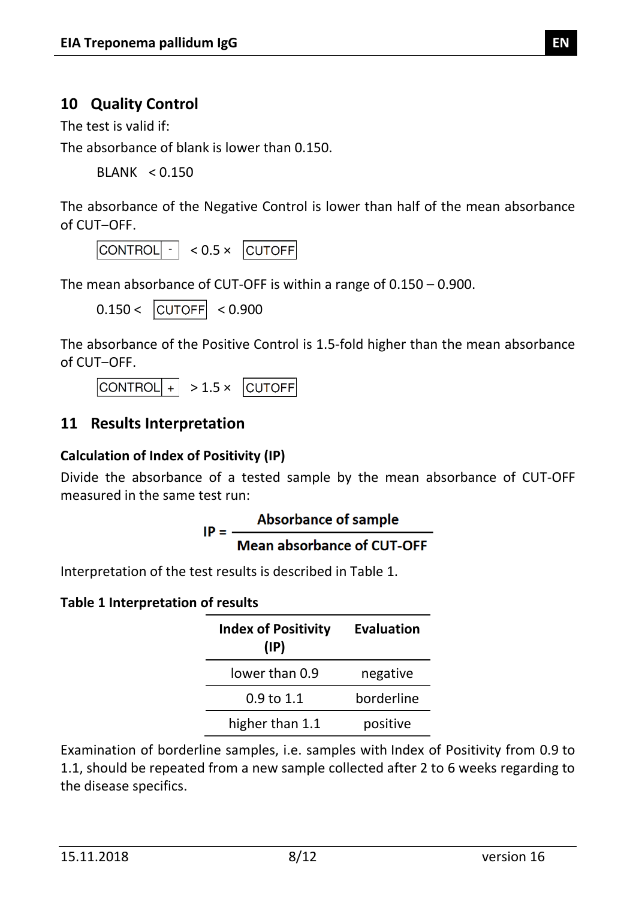## 10 Quality Control

The test is valid if:

The absorbance of blank is lower than 0.150.

BLANK < 0.150

The absorbance of the Negative Control is lower than half of the mean absorbance of CUT–OFF.

CONTROL - < 0.5 × CUTOFF

The mean absorbance of CUT-OFF is within a range of 0.150 – 0.900.

0.150 < CUTOFF < 0.900

The absorbance of the Positive Control is 1.5-fold higher than the mean absorbance of CUT–OFF.

CONTROL + > 1.5 × CUTOFF

## 11 Results Interpretation

**Calculation of Index of Positivity (IP)**

Divide the absorbance of a tested sample by the mean absorbance of CUT-OFF measured in the same test run:

$$\text{IP} = \frac{\textbf{Absorbance of sample}}{\textbf{Mean absorbance of CUT-OFF}}$$

Interpretation of the test results is described in Table 1.

**Table 1 Interpretation of results**

| Index of Positivity (IP) | Evaluation |
|---|---|
| lower than 0.9 | negative |
| 0.9 to 1.1 | borderline |
| higher than 1.1 | positive |

Examination of borderline samples, i.e. samples with Index of Positivity from 0.9 to 1.1, should be repeated from a new sample collected after 2 to 6 weeks regarding to the disease specifics.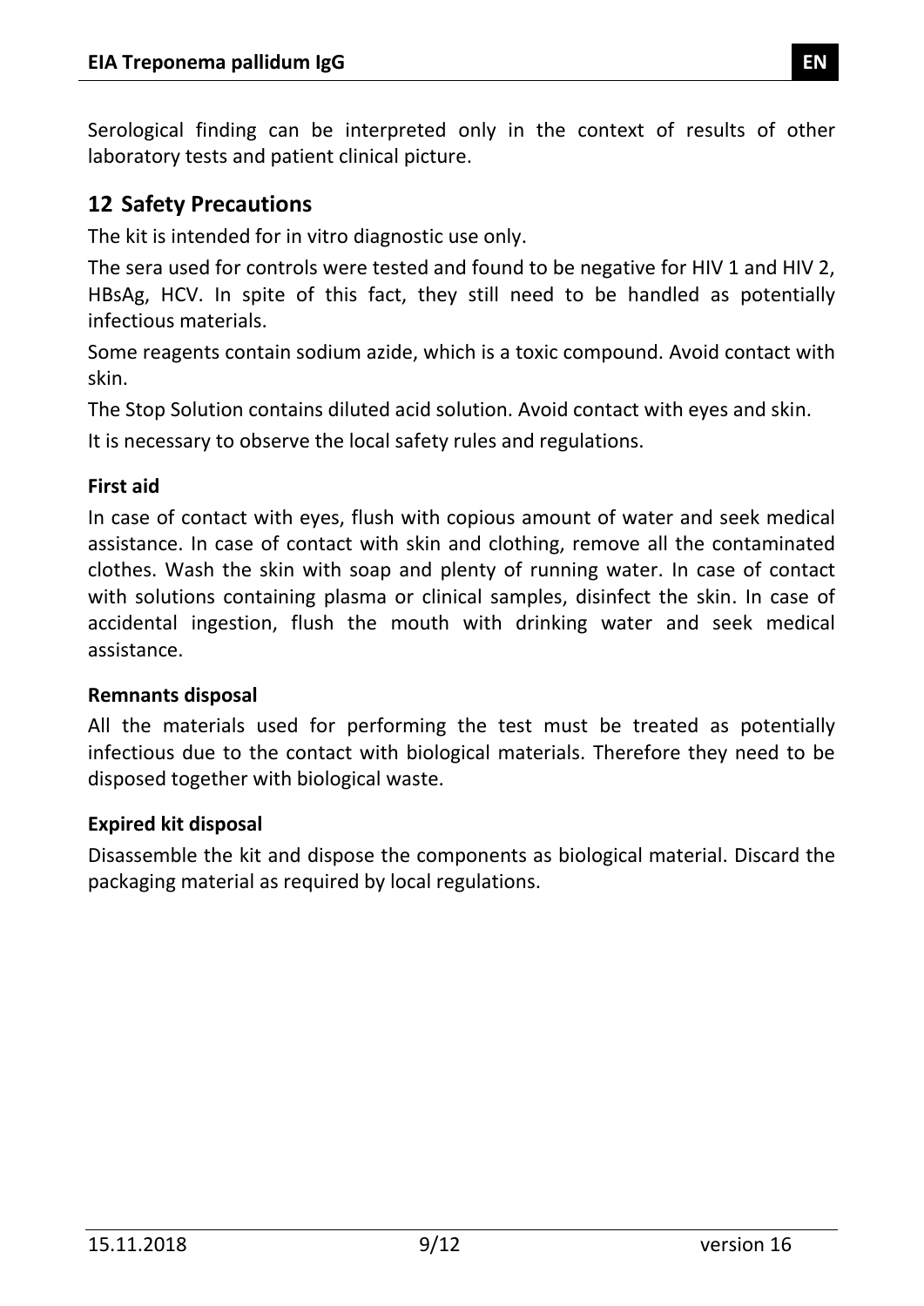Serological finding can be interpreted only in the context of results of other laboratory tests and patient clinical picture.

## 12 Safety Precautions

The kit is intended for in vitro diagnostic use only.

The sera used for controls were tested and found to be negative for HIV 1 and HIV 2, HBsAg, HCV. In spite of this fact, they still need to be handled as potentially infectious materials.

Some reagents contain sodium azide, which is a toxic compound. Avoid contact with skin.

The Stop Solution contains diluted acid solution. Avoid contact with eyes and skin.

It is necessary to observe the local safety rules and regulations.

**First aid**

In case of contact with eyes, flush with copious amount of water and seek medical assistance. In case of contact with skin and clothing, remove all the contaminated clothes. Wash the skin with soap and plenty of running water. In case of contact with solutions containing plasma or clinical samples, disinfect the skin. In case of accidental ingestion, flush the mouth with drinking water and seek medical assistance.

**Remnants disposal**

All the materials used for performing the test must be treated as potentially infectious due to the contact with biological materials. Therefore they need to be disposed together with biological waste.

**Expired kit disposal**

Disassemble the kit and dispose the components as biological material. Discard the packaging material as required by local regulations.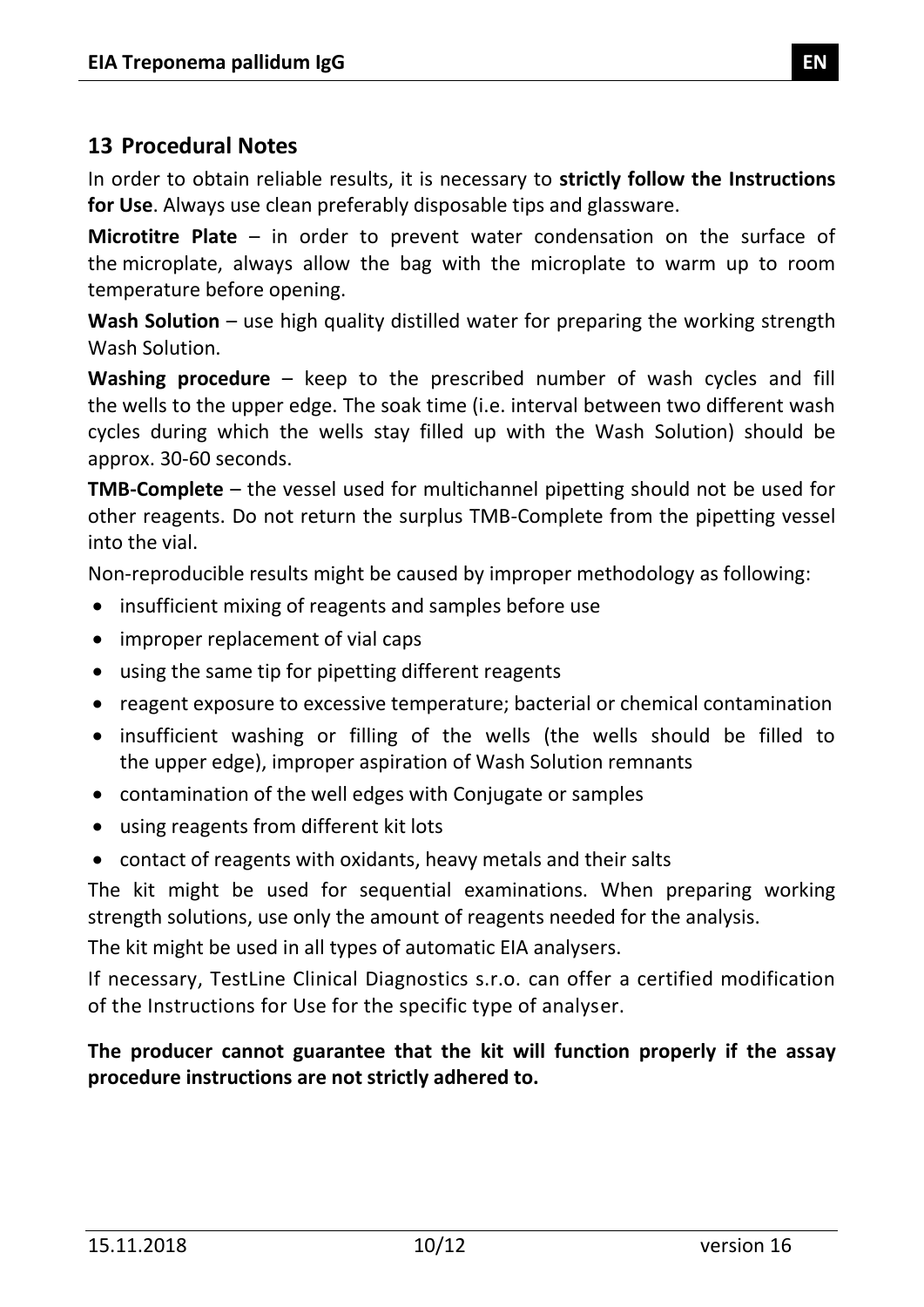## 13 Procedural Notes

In order to obtain reliable results, it is necessary to **strictly follow the Instructions for Use**. Always use clean preferably disposable tips and glassware.

**Microtitre Plate** – in order to prevent water condensation on the surface of the microplate, always allow the bag with the microplate to warm up to room temperature before opening.

**Wash Solution** – use high quality distilled water for preparing the working strength Wash Solution.

**Washing procedure** – keep to the prescribed number of wash cycles and fill the wells to the upper edge. The soak time (i.e. interval between two different wash cycles during which the wells stay filled up with the Wash Solution) should be approx. 30-60 seconds.

**TMB-Complete** – the vessel used for multichannel pipetting should not be used for other reagents. Do not return the surplus TMB-Complete from the pipetting vessel into the vial.

Non-reproducible results might be caused by improper methodology as following:

- insufficient mixing of reagents and samples before use
- improper replacement of vial caps
- using the same tip for pipetting different reagents
- reagent exposure to excessive temperature; bacterial or chemical contamination
- insufficient washing or filling of the wells (the wells should be filled to the upper edge), improper aspiration of Wash Solution remnants
- contamination of the well edges with Conjugate or samples
- using reagents from different kit lots
- contact of reagents with oxidants, heavy metals and their salts

The kit might be used for sequential examinations. When preparing working strength solutions, use only the amount of reagents needed for the analysis.

The kit might be used in all types of automatic EIA analysers.

If necessary, TestLine Clinical Diagnostics s.r.o. can offer a certified modification of the Instructions for Use for the specific type of analyser.

**The producer cannot guarantee that the kit will function properly if the assay procedure instructions are not strictly adhered to.**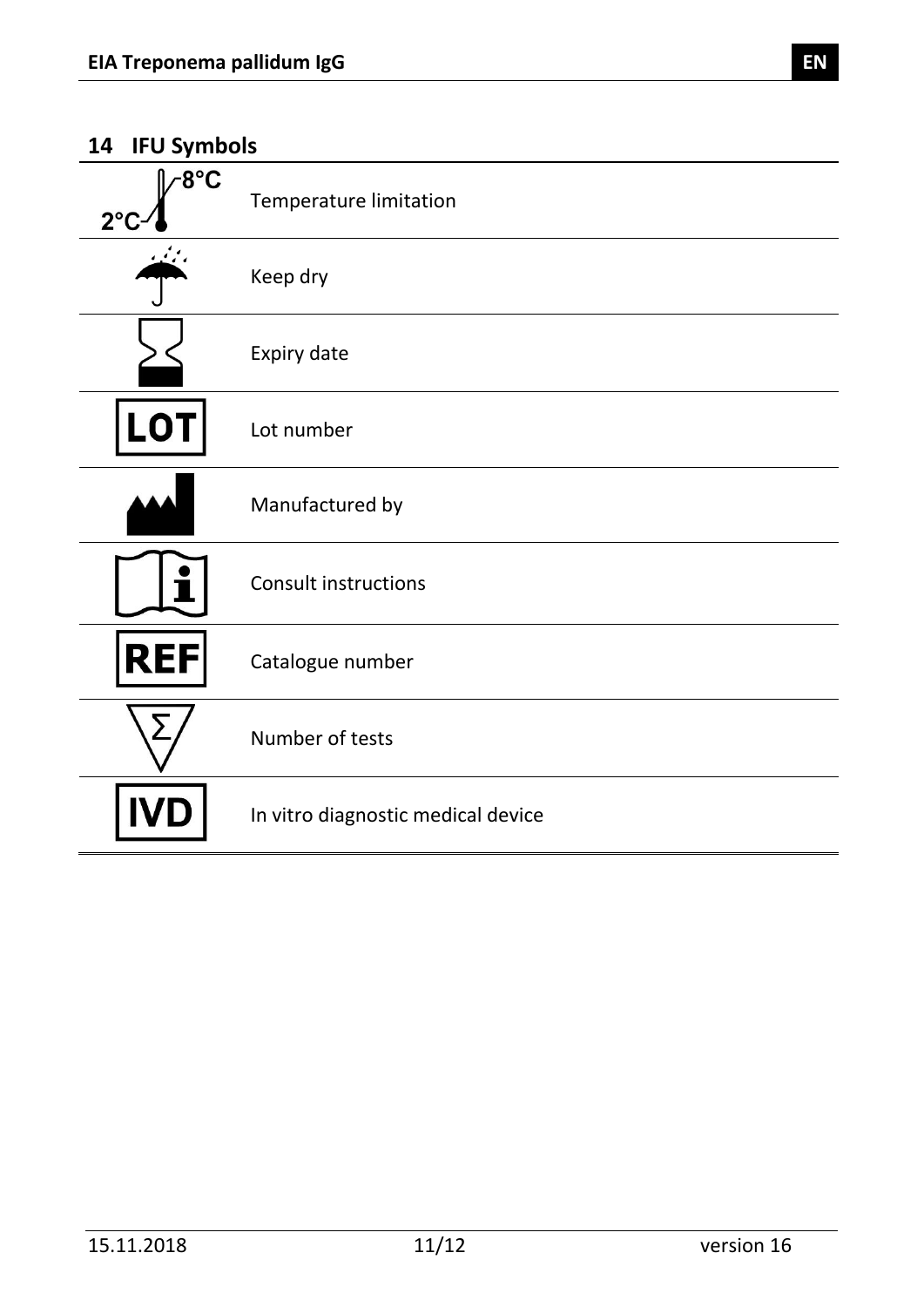## 14 IFU Symbols

| Symbol | Meaning |
|---|---|
| 2°C – 8°C | Temperature limitation |
| | Keep dry |
| | Expiry date |
| LOT | Lot number |
| | Manufactured by |
| | Consult instructions |
| REF | Catalogue number |
| Σ | Number of tests |
| IVD | In vitro diagnostic medical device |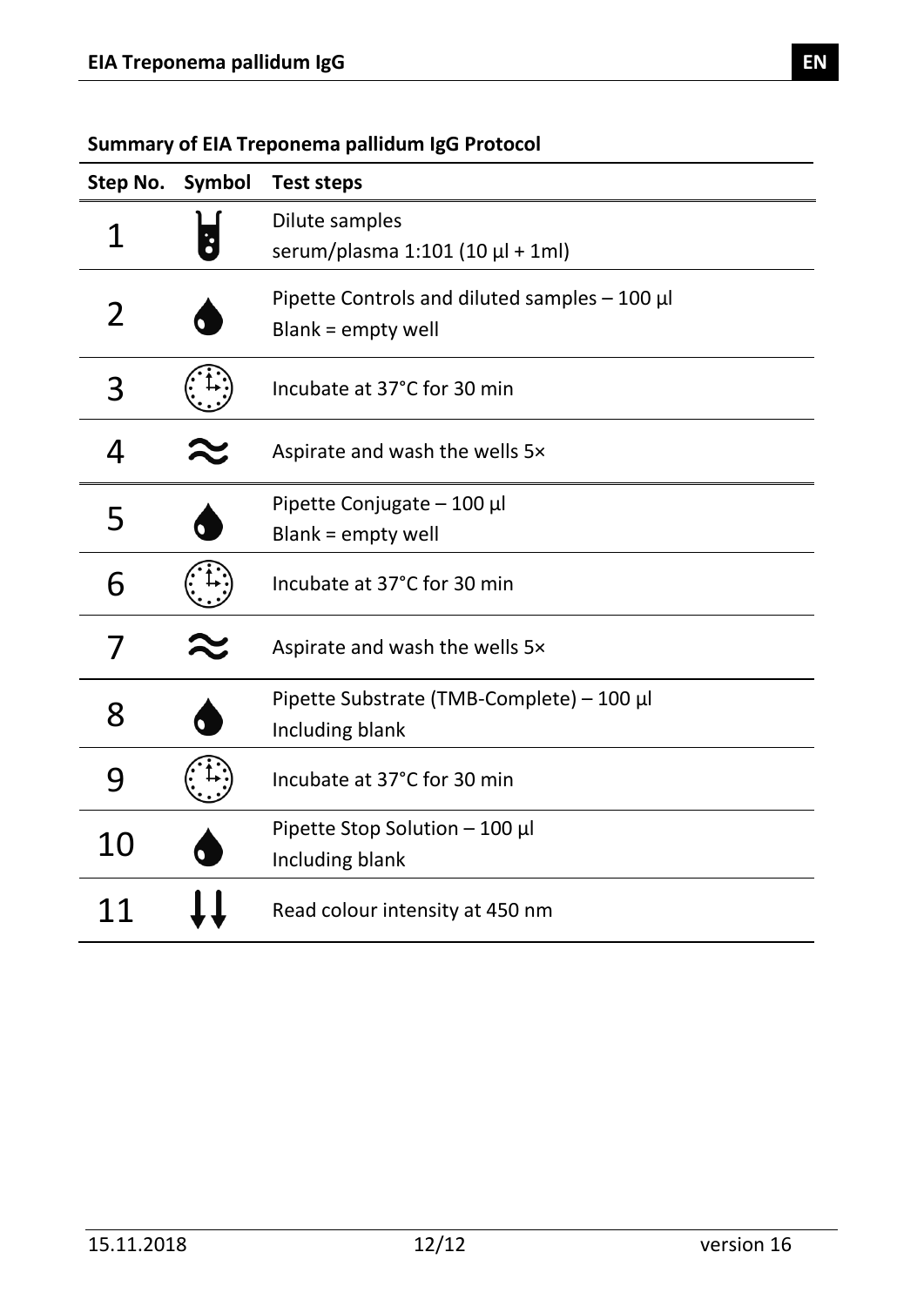**Summary of EIA Treponema pallidum IgG Protocol**

| Step No. | Symbol | Test steps |
|---|---|---|
| 1 | | Dilute samples<br>serum/plasma 1:101 (10 µl + 1ml) |
| 2 | | Pipette Controls and diluted samples – 100 µl<br>Blank = empty well |
| 3 | | Incubate at 37°C for 30 min |
| 4 | | Aspirate and wash the wells 5× |
| 5 | | Pipette Conjugate – 100 µl<br>Blank = empty well |
| 6 | | Incubate at 37°C for 30 min |
| 7 | | Aspirate and wash the wells 5× |
| 8 | | Pipette Substrate (TMB-Complete) – 100 µl<br>Including blank |
| 9 | | Incubate at 37°C for 30 min |
| 10 | | Pipette Stop Solution – 100 µl<br>Including blank |
| 11 | | Read colour intensity at 450 nm |